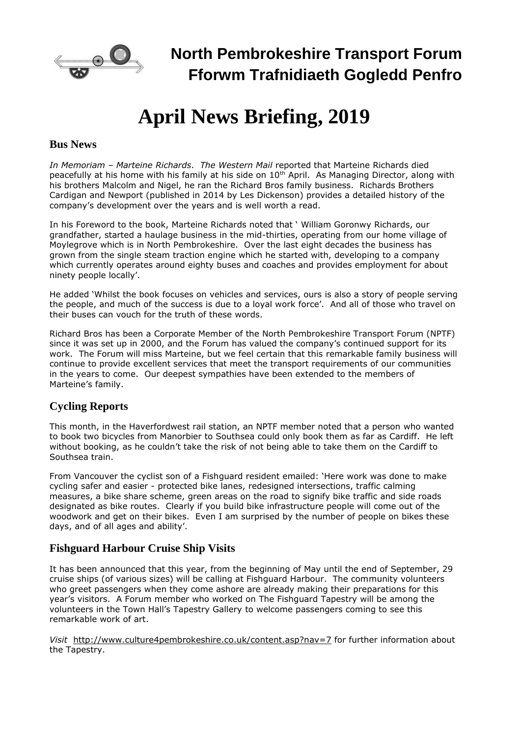# North Pembrokeshire Transport Forum
# Fforwm Trafnidiaeth Gogledd Penfro

# April News Briefing, 2019

## Bus News

*In Memoriam – Marteine Richards*. *The Western Mail* reported that Marteine Richards died peacefully at his home with his family at his side on 10th April. As Managing Director, along with his brothers Malcolm and Nigel, he ran the Richard Bros family business. Richards Brothers Cardigan and Newport (published in 2014 by Les Dickenson) provides a detailed history of the company's development over the years and is well worth a read.

In his Foreword to the book, Marteine Richards noted that ' William Goronwy Richards, our grandfather, started a haulage business in the mid-thirties, operating from our home village of Moylegrove which is in North Pembrokeshire. Over the last eight decades the business has grown from the single steam traction engine which he started with, developing to a company which currently operates around eighty buses and coaches and provides employment for about ninety people locally'.

He added 'Whilst the book focuses on vehicles and services, ours is also a story of people serving the people, and much of the success is due to a loyal work force'. And all of those who travel on their buses can vouch for the truth of these words.

Richard Bros has been a Corporate Member of the North Pembrokeshire Transport Forum (NPTF) since it was set up in 2000, and the Forum has valued the company's continued support for its work. The Forum will miss Marteine, but we feel certain that this remarkable family business will continue to provide excellent services that meet the transport requirements of our communities in the years to come. Our deepest sympathies have been extended to the members of Marteine's family.

## Cycling Reports

This month, in the Haverfordwest rail station, an NPTF member noted that a person who wanted to book two bicycles from Manorbier to Southsea could only book them as far as Cardiff. He left without booking, as he couldn't take the risk of not being able to take them on the Cardiff to Southsea train.

From Vancouver the cyclist son of a Fishguard resident emailed: 'Here work was done to make cycling safer and easier - protected bike lanes, redesigned intersections, traffic calming measures, a bike share scheme, green areas on the road to signify bike traffic and side roads designated as bike routes. Clearly if you build bike infrastructure people will come out of the woodwork and get on their bikes. Even I am surprised by the number of people on bikes these days, and of all ages and ability'.

## Fishguard Harbour Cruise Ship Visits

It has been announced that this year, from the beginning of May until the end of September, 29 cruise ships (of various sizes) will be calling at Fishguard Harbour. The community volunteers who greet passengers when they come ashore are already making their preparations for this year's visitors. A Forum member who worked on The Fishguard Tapestry will be among the volunteers in the Town Hall's Tapestry Gallery to welcome passengers coming to see this remarkable work of art.

*Visit* http://www.culture4pembrokeshire.co.uk/content.asp?nav=7 for further information about the Tapestry.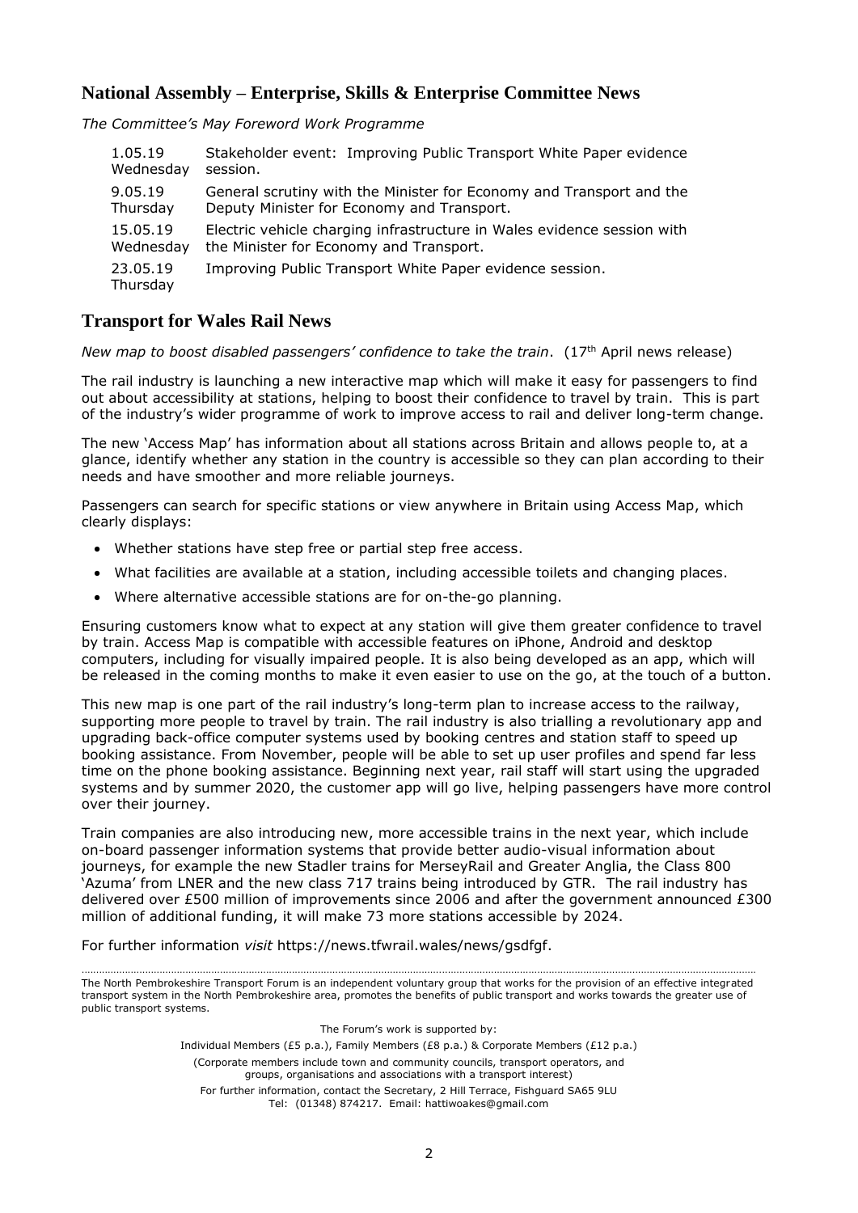## National Assembly – Enterprise, Skills & Enterprise Committee News

*The Committee's May Foreword Work Programme*

| | |
|---|---|
| 1.05.19 Wednesday | Stakeholder event: Improving Public Transport White Paper evidence session. |
| 9.05.19 Thursday | General scrutiny with the Minister for Economy and Transport and the Deputy Minister for Economy and Transport. |
| 15.05.19 Wednesday | Electric vehicle charging infrastructure in Wales evidence session with the Minister for Economy and Transport. |
| 23.05.19 Thursday | Improving Public Transport White Paper evidence session. |

## Transport for Wales Rail News

*New map to boost disabled passengers' confidence to take the train*. (17th April news release)

The rail industry is launching a new interactive map which will make it easy for passengers to find out about accessibility at stations, helping to boost their confidence to travel by train. This is part of the industry's wider programme of work to improve access to rail and deliver long-term change.

The new 'Access Map' has information about all stations across Britain and allows people to, at a glance, identify whether any station in the country is accessible so they can plan according to their needs and have smoother and more reliable journeys.

Passengers can search for specific stations or view anywhere in Britain using Access Map, which clearly displays:

- Whether stations have step free or partial step free access.
- What facilities are available at a station, including accessible toilets and changing places.
- Where alternative accessible stations are for on-the-go planning.

Ensuring customers know what to expect at any station will give them greater confidence to travel by train. Access Map is compatible with accessible features on iPhone, Android and desktop computers, including for visually impaired people. It is also being developed as an app, which will be released in the coming months to make it even easier to use on the go, at the touch of a button.

This new map is one part of the rail industry's long-term plan to increase access to the railway, supporting more people to travel by train. The rail industry is also trialling a revolutionary app and upgrading back-office computer systems used by booking centres and station staff to speed up booking assistance. From November, people will be able to set up user profiles and spend far less time on the phone booking assistance. Beginning next year, rail staff will start using the upgraded systems and by summer 2020, the customer app will go live, helping passengers have more control over their journey.

Train companies are also introducing new, more accessible trains in the next year, which include on-board passenger information systems that provide better audio-visual information about journeys, for example the new Stadler trains for MerseyRail and Greater Anglia, the Class 800 'Azuma' from LNER and the new class 717 trains being introduced by GTR. The rail industry has delivered over £500 million of improvements since 2006 and after the government announced £300 million of additional funding, it will make 73 more stations accessible by 2024.

For further information *visit* https://news.tfwrail.wales/news/gsdfgf.

---

The North Pembrokeshire Transport Forum is an independent voluntary group that works for the provision of an effective integrated transport system in the North Pembrokeshire area, promotes the benefits of public transport and works towards the greater use of public transport systems.

The Forum's work is supported by:

Individual Members (£5 p.a.), Family Members (£8 p.a.) & Corporate Members (£12 p.a.)

(Corporate members include town and community councils, transport operators, and groups, organisations and associations with a transport interest)

For further information, contact the Secretary, 2 Hill Terrace, Fishguard SA65 9LU
Tel: (01348) 874217. Email: hattiwoakes@gmail.com